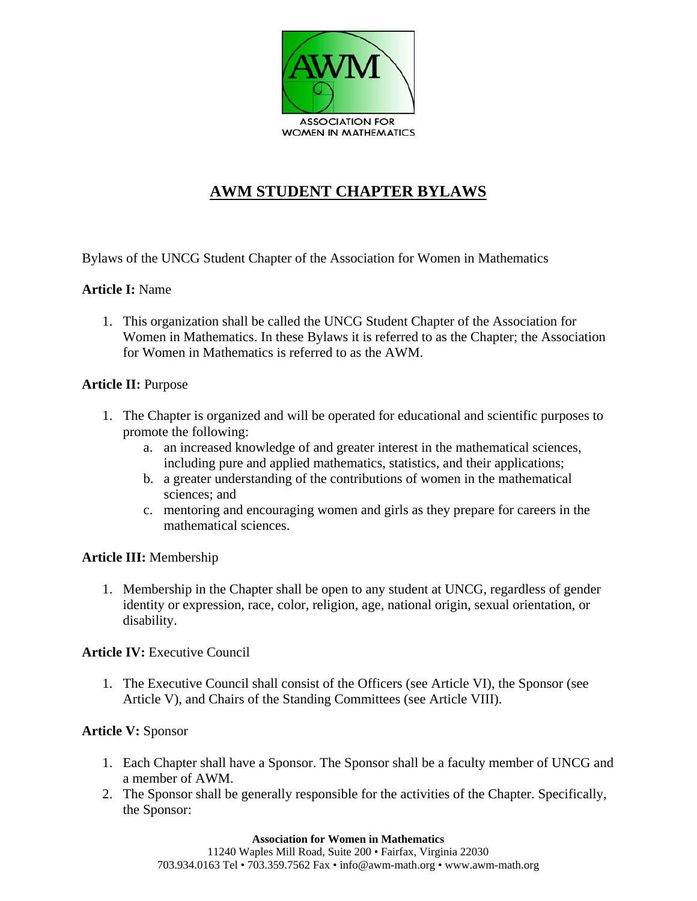# AWM STUDENT CHAPTER BYLAWS

Bylaws of the UNCG Student Chapter of the Association for Women in Mathematics

**Article I:** Name

1. This organization shall be called the UNCG Student Chapter of the Association for Women in Mathematics. In these Bylaws it is referred to as the Chapter; the Association for Women in Mathematics is referred to as the AWM.

**Article II:** Purpose

1. The Chapter is organized and will be operated for educational and scientific purposes to promote the following:
   a. an increased knowledge of and greater interest in the mathematical sciences, including pure and applied mathematics, statistics, and their applications;
   b. a greater understanding of the contributions of women in the mathematical sciences; and
   c. mentoring and encouraging women and girls as they prepare for careers in the mathematical sciences.

**Article III:** Membership

1. Membership in the Chapter shall be open to any student at UNCG, regardless of gender identity or expression, race, color, religion, age, national origin, sexual orientation, or disability.

**Article IV:** Executive Council

1. The Executive Council shall consist of the Officers (see Article VI), the Sponsor (see Article V), and Chairs of the Standing Committees (see Article VIII).

**Article V:** Sponsor

1. Each Chapter shall have a Sponsor. The Sponsor shall be a faculty member of UNCG and a member of AWM.
2. The Sponsor shall be generally responsible for the activities of the Chapter. Specifically, the Sponsor: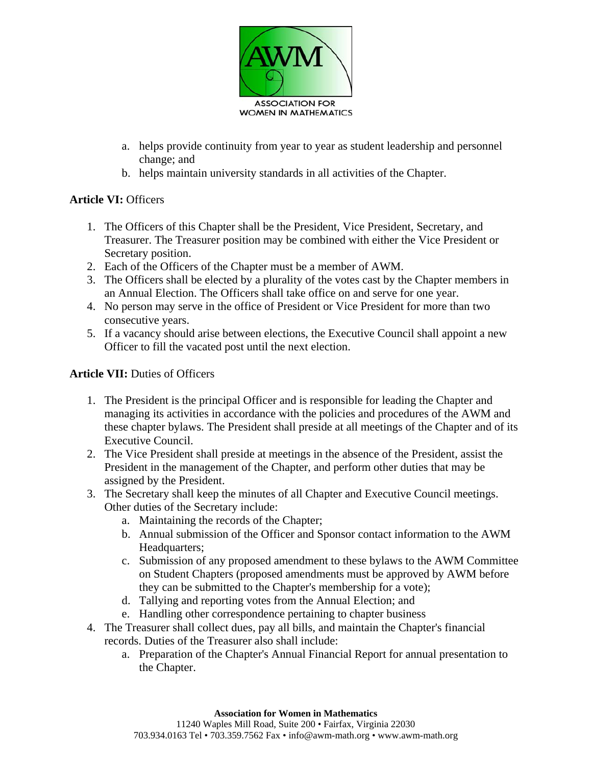a. helps provide continuity from year to year as student leadership and personnel change; and
   b. helps maintain university standards in all activities of the Chapter.

**Article VI:** Officers

1. The Officers of this Chapter shall be the President, Vice President, Secretary, and Treasurer. The Treasurer position may be combined with either the Vice President or Secretary position.
2. Each of the Officers of the Chapter must be a member of AWM.
3. The Officers shall be elected by a plurality of the votes cast by the Chapter members in an Annual Election. The Officers shall take office on and serve for one year.
4. No person may serve in the office of President or Vice President for more than two consecutive years.
5. If a vacancy should arise between elections, the Executive Council shall appoint a new Officer to fill the vacated post until the next election.

**Article VII:** Duties of Officers

1. The President is the principal Officer and is responsible for leading the Chapter and managing its activities in accordance with the policies and procedures of the AWM and these chapter bylaws. The President shall preside at all meetings of the Chapter and of its Executive Council.
2. The Vice President shall preside at meetings in the absence of the President, assist the President in the management of the Chapter, and perform other duties that may be assigned by the President.
3. The Secretary shall keep the minutes of all Chapter and Executive Council meetings. Other duties of the Secretary include:
   a. Maintaining the records of the Chapter;
   b. Annual submission of the Officer and Sponsor contact information to the AWM Headquarters;
   c. Submission of any proposed amendment to these bylaws to the AWM Committee on Student Chapters (proposed amendments must be approved by AWM before they can be submitted to the Chapter's membership for a vote);
   d. Tallying and reporting votes from the Annual Election; and
   e. Handling other correspondence pertaining to chapter business
4. The Treasurer shall collect dues, pay all bills, and maintain the Chapter's financial records. Duties of the Treasurer also shall include:
   a. Preparation of the Chapter's Annual Financial Report for annual presentation to the Chapter.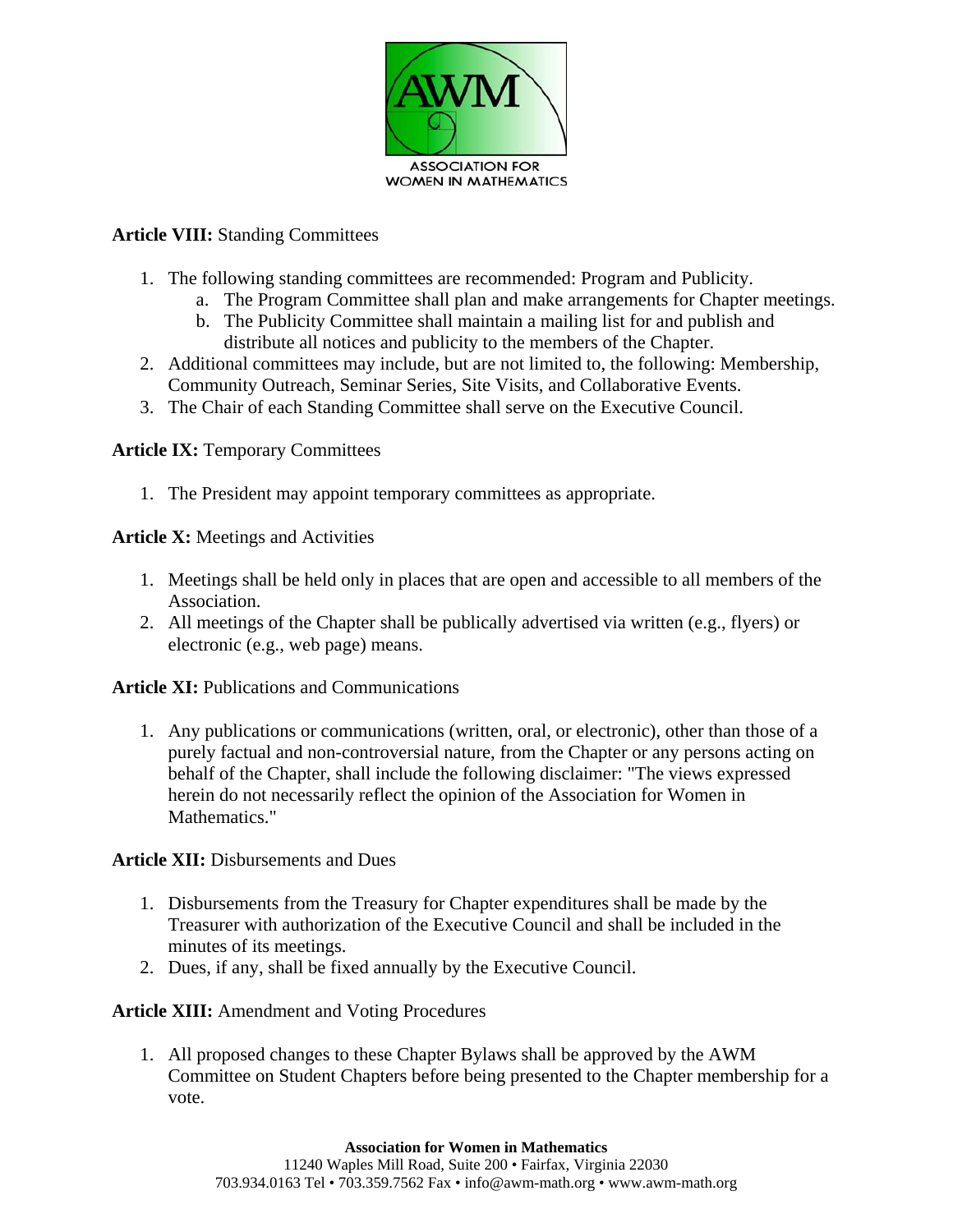**Article VIII:** Standing Committees

1. The following standing committees are recommended: Program and Publicity.
    a. The Program Committee shall plan and make arrangements for Chapter meetings.
    b. The Publicity Committee shall maintain a mailing list for and publish and distribute all notices and publicity to the members of the Chapter.
2. Additional committees may include, but are not limited to, the following: Membership, Community Outreach, Seminar Series, Site Visits, and Collaborative Events.
3. The Chair of each Standing Committee shall serve on the Executive Council.

**Article IX:** Temporary Committees

1. The President may appoint temporary committees as appropriate.

**Article X:** Meetings and Activities

1. Meetings shall be held only in places that are open and accessible to all members of the Association.
2. All meetings of the Chapter shall be publically advertised via written (e.g., flyers) or electronic (e.g., web page) means.

**Article XI:** Publications and Communications

1. Any publications or communications (written, oral, or electronic), other than those of a purely factual and non-controversial nature, from the Chapter or any persons acting on behalf of the Chapter, shall include the following disclaimer: "The views expressed herein do not necessarily reflect the opinion of the Association for Women in Mathematics."

**Article XII:** Disbursements and Dues

1. Disbursements from the Treasury for Chapter expenditures shall be made by the Treasurer with authorization of the Executive Council and shall be included in the minutes of its meetings.
2. Dues, if any, shall be fixed annually by the Executive Council.

**Article XIII:** Amendment and Voting Procedures

1. All proposed changes to these Chapter Bylaws shall be approved by the AWM Committee on Student Chapters before being presented to the Chapter membership for a vote.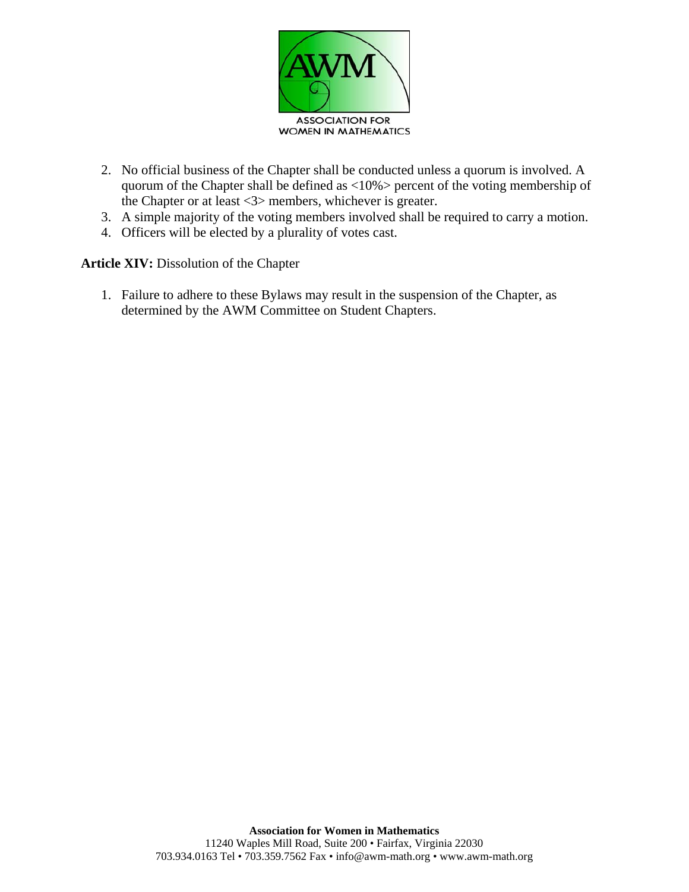2. No official business of the Chapter shall be conducted unless a quorum is involved. A quorum of the Chapter shall be defined as <10%> percent of the voting membership of the Chapter or at least <3> members, whichever is greater.
3. A simple majority of the voting members involved shall be required to carry a motion.
4. Officers will be elected by a plurality of votes cast.

**Article XIV:** Dissolution of the Chapter

1. Failure to adhere to these Bylaws may result in the suspension of the Chapter, as determined by the AWM Committee on Student Chapters.